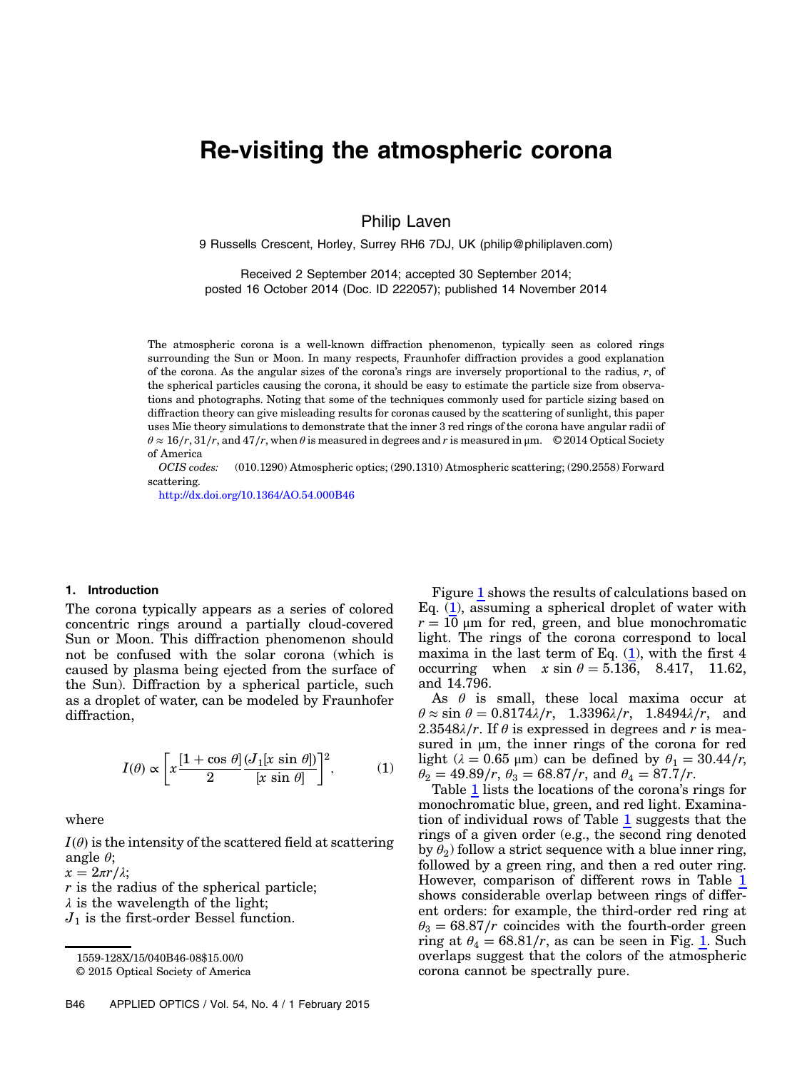# Re-visiting the atmospheric corona

Philip Laven

9 Russells Crescent, Horley, Surrey RH6 7DJ, UK (philip@philiplaven.com)

Received 2 September 2014; accepted 30 September 2014;
posted 16 October 2014 (Doc. ID 222057); published 14 November 2014

The atmospheric corona is a well-known diffraction phenomenon, typically seen as colored rings surrounding the Sun or Moon. In many respects, Fraunhofer diffraction provides a good explanation of the corona. As the angular sizes of the corona's rings are inversely proportional to the radius, $r$, of the spherical particles causing the corona, it should be easy to estimate the particle size from observations and photographs. Noting that some of the techniques commonly used for particle sizing based on diffraction theory can give misleading results for coronas caused by the scattering of sunlight, this paper uses Mie theory simulations to demonstrate that the inner 3 red rings of the corona have angular radii of $\theta \approx 16/r$, $31/r$, and $47/r$, when $\theta$ is measured in degrees and $r$ is measured in μm. © 2014 Optical Society of America

*OCIS codes:* (010.1290) Atmospheric optics; (290.1310) Atmospheric scattering; (290.2558) Forward scattering.

http://dx.doi.org/10.1364/AO.54.000B46

## 1. Introduction

The corona typically appears as a series of colored concentric rings around a partially cloud-covered Sun or Moon. This diffraction phenomenon should not be confused with the solar corona (which is caused by plasma being ejected from the surface of the Sun). Diffraction by a spherical particle, such as a droplet of water, can be modeled by Fraunhofer diffraction,

$$I(\theta) \propto \left[x\frac{[1+\cos\theta]}{2}\frac{(J_1[x\sin\theta])}{[x\sin\theta]}\right]^2, \tag{1}$$

where

$I(\theta)$ is the intensity of the scattered field at scattering angle $\theta$;
$x = 2\pi r/\lambda$;
$r$ is the radius of the spherical particle;
$\lambda$ is the wavelength of the light;
$J_1$ is the first-order Bessel function.

Figure 1 shows the results of calculations based on Eq. (1), assuming a spherical droplet of water with $r = 10$ μm for red, green, and blue monochromatic light. The rings of the corona correspond to local maxima in the last term of Eq. (1), with the first 4 occurring when $x\sin\theta = 5.136$, 8.417, 11.62, and 14.796.

As $\theta$ is small, these local maxima occur at $\theta \approx \sin\theta = 0.8174\lambda/r$, $1.3396\lambda/r$, $1.8494\lambda/r$, and $2.3548\lambda/r$. If $\theta$ is expressed in degrees and $r$ is measured in μm, the inner rings of the corona for red light ($\lambda = 0.65$ μm) can be defined by $\theta_1 = 30.44/r$, $\theta_2 = 49.89/r$, $\theta_3 = 68.87/r$, and $\theta_4 = 87.7/r$.

Table 1 lists the locations of the corona's rings for monochromatic blue, green, and red light. Examination of individual rows of Table 1 suggests that the rings of a given order (e.g., the second ring denoted by $\theta_2$) follow a strict sequence with a blue inner ring, followed by a green ring, and then a red outer ring. However, comparison of different rows in Table 1 shows considerable overlap between rings of different orders: for example, the third-order red ring at $\theta_3 = 68.87/r$ coincides with the fourth-order green ring at $\theta_4 = 68.81/r$, as can be seen in Fig. 1. Such overlaps suggest that the colors of the atmospheric corona cannot be spectrally pure.

1559-128X/15/040B46-08$15.00/0
© 2015 Optical Society of America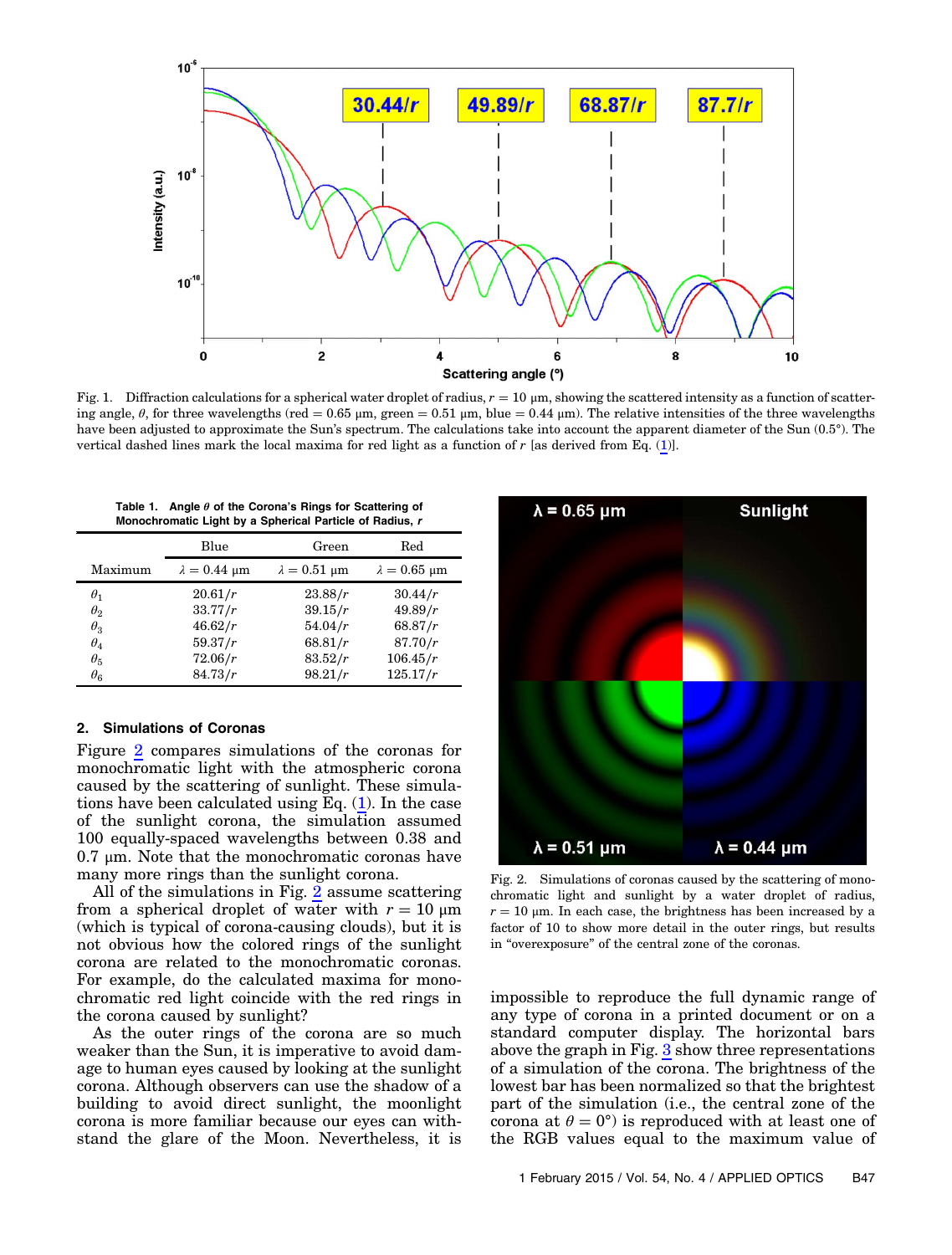Fig. 1. Diffraction calculations for a spherical water droplet of radius, $r = 10$ μm, showing the scattered intensity as a function of scattering angle, $\theta$, for three wavelengths (red = 0.65 μm, green = 0.51 μm, blue = 0.44 μm). The relative intensities of the three wavelengths have been adjusted to approximate the Sun's spectrum. The calculations take into account the apparent diameter of the Sun (0.5°). The vertical dashed lines mark the local maxima for red light as a function of $r$ [as derived from Eq. (1)].

Table 1. Angle $\theta$ of the Corona's Rings for Scattering of Monochromatic Light by a Spherical Particle of Radius, $r$

| Maximum | Blue $\lambda = 0.44$ μm | Green $\lambda = 0.51$ μm | Red $\lambda = 0.65$ μm |
|---|---|---|---|
| $\theta_1$ | $20.61/r$ | $23.88/r$ | $30.44/r$ |
| $\theta_2$ | $33.77/r$ | $39.15/r$ | $49.89/r$ |
| $\theta_3$ | $46.62/r$ | $54.04/r$ | $68.87/r$ |
| $\theta_4$ | $59.37/r$ | $68.81/r$ | $87.70/r$ |
| $\theta_5$ | $72.06/r$ | $83.52/r$ | $106.45/r$ |
| $\theta_6$ | $84.73/r$ | $98.21/r$ | $125.17/r$ |

## 2. Simulations of Coronas

Figure 2 compares simulations of the coronas for monochromatic light with the atmospheric corona caused by the scattering of sunlight. These simulations have been calculated using Eq. (1). In the case of the sunlight corona, the simulation assumed 100 equally-spaced wavelengths between 0.38 and 0.7 μm. Note that the monochromatic coronas have many more rings than the sunlight corona.

All of the simulations in Fig. 2 assume scattering from a spherical droplet of water with $r = 10$ μm (which is typical of corona-causing clouds), but it is not obvious how the colored rings of the sunlight corona are related to the monochromatic coronas. For example, do the calculated maxima for monochromatic red light coincide with the red rings in the corona caused by sunlight?

As the outer rings of the corona are so much weaker than the Sun, it is imperative to avoid damage to human eyes caused by looking at the sunlight corona. Although observers can use the shadow of a building to avoid direct sunlight, the moonlight corona is more familiar because our eyes can withstand the glare of the Moon. Nevertheless, it is impossible to reproduce the full dynamic range of any type of corona in a printed document or on a standard computer display. The horizontal bars above the graph in Fig. 3 show three representations of a simulation of the corona. The brightness of the lowest bar has been normalized so that the brightest part of the simulation (i.e., the central zone of the corona at $\theta = 0°$) is reproduced with at least one of the RGB values equal to the maximum value of

Fig. 2. Simulations of coronas caused by the scattering of monochromatic light and sunlight by a water droplet of radius, $r = 10$ μm. In each case, the brightness has been increased by a factor of 10 to show more detail in the outer rings, but results in "overexposure" of the central zone of the coronas.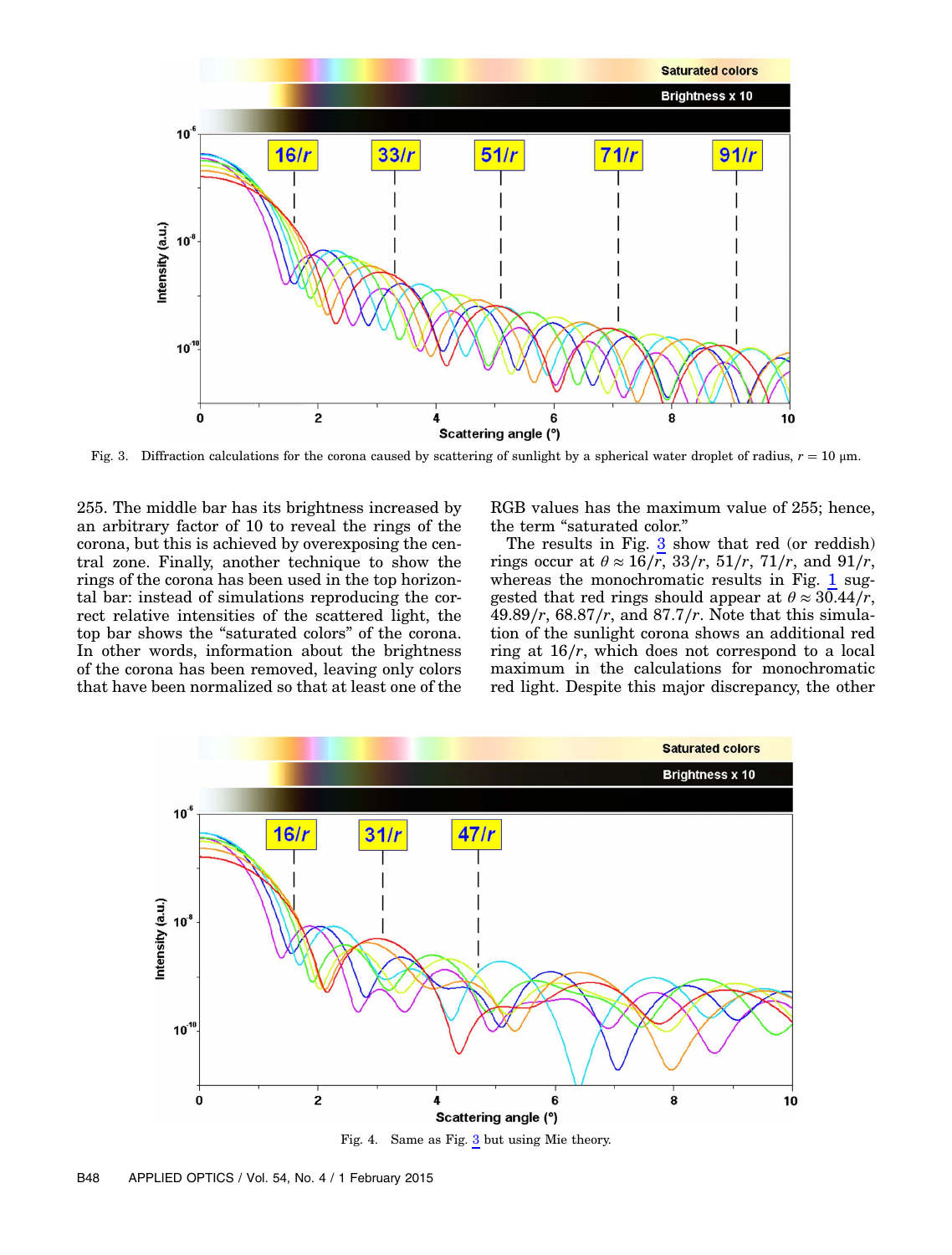Fig. 3. Diffraction calculations for the corona caused by scattering of sunlight by a spherical water droplet of radius, $r = 10$ μm.

255. The middle bar has its brightness increased by an arbitrary factor of 10 to reveal the rings of the corona, but this is achieved by overexposing the central zone. Finally, another technique to show the rings of the corona has been used in the top horizontal bar: instead of simulations reproducing the correct relative intensities of the scattered light, the top bar shows the "saturated colors" of the corona. In other words, information about the brightness of the corona has been removed, leaving only colors that have been normalized so that at least one of the RGB values has the maximum value of 255; hence, the term "saturated color."

The results in Fig. 3 show that red (or reddish) rings occur at $\theta \approx 16/r$, $33/r$, $51/r$, $71/r$, and $91/r$, whereas the monochromatic results in Fig. 1 suggested that red rings should appear at $\theta \approx 30.44/r$, $49.89/r$, $68.87/r$, and $87.7/r$. Note that this simulation of the sunlight corona shows an additional red ring at $16/r$, which does not correspond to a local maximum in the calculations for monochromatic red light. Despite this major discrepancy, the other

Fig. 4. Same as Fig. 3 but using Mie theory.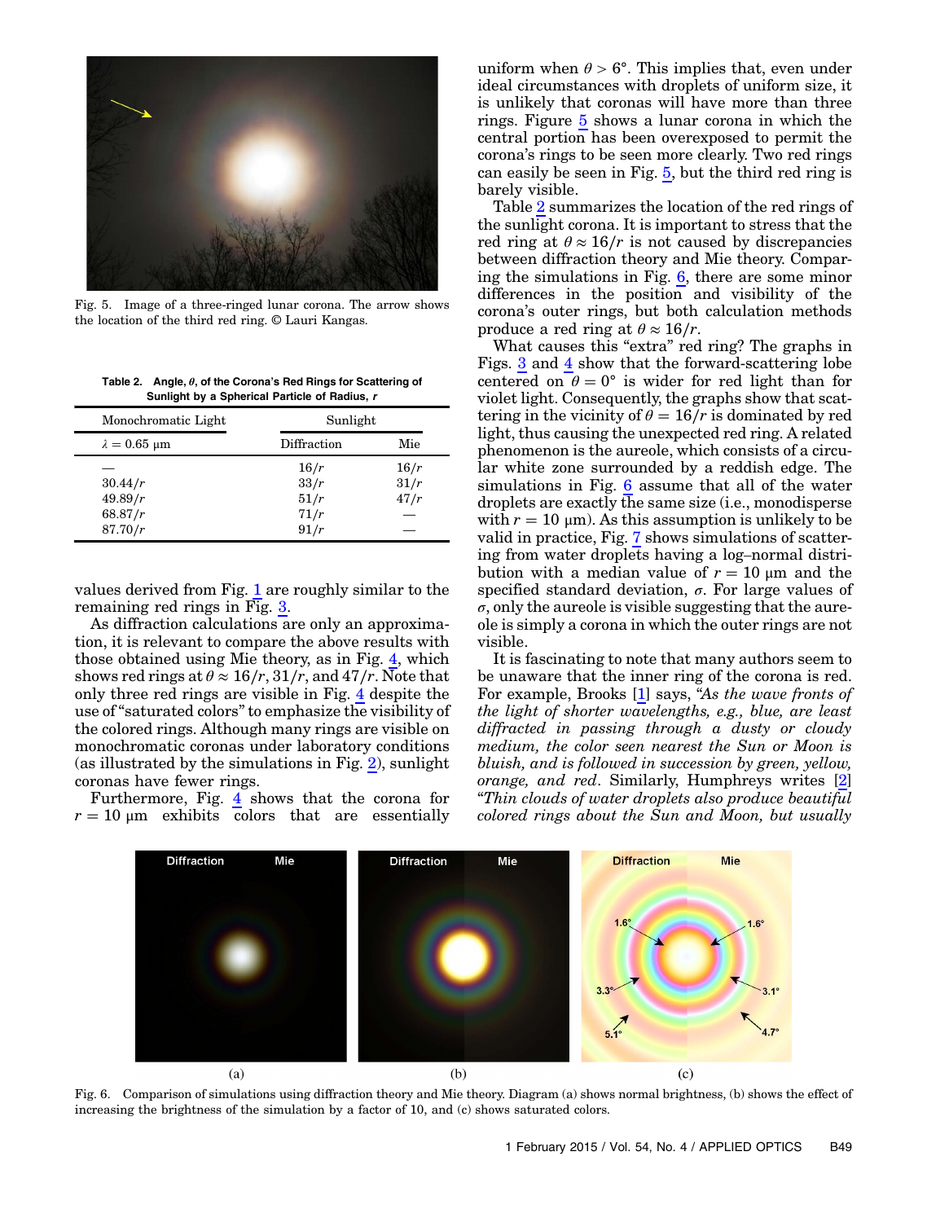Fig. 5. Image of a three-ringed lunar corona. The arrow shows the location of the third red ring. © Lauri Kangas.

**Table 2. Angle, $\theta$, of the Corona's Red Rings for Scattering of Sunlight by a Spherical Particle of Radius, $r$**

| Monochromatic Light | Sunlight | |
|---|---|---|
| $\lambda = 0.65\ \mu m$ | Diffraction | Mie |
| — | $16/r$ | $16/r$ |
| $30.44/r$ | $33/r$ | $31/r$ |
| $49.89/r$ | $51/r$ | $47/r$ |
| $68.87/r$ | $71/r$ | — |
| $87.70/r$ | $91/r$ | — |

values derived from Fig. 1 are roughly similar to the remaining red rings in Fig. 3.

As diffraction calculations are only an approximation, it is relevant to compare the above results with those obtained using Mie theory, as in Fig. 4, which shows red rings at $\theta \approx 16/r$, $31/r$, and $47/r$. Note that only three red rings are visible in Fig. 4 despite the use of "saturated colors" to emphasize the visibility of the colored rings. Although many rings are visible on monochromatic coronas under laboratory conditions (as illustrated by the simulations in Fig. 2), sunlight coronas have fewer rings.

Furthermore, Fig. 4 shows that the corona for $r = 10\ \mu m$ exhibits colors that are essentially uniform when $\theta > 6°$. This implies that, even under ideal circumstances with droplets of uniform size, it is unlikely that coronas will have more than three rings. Figure 5 shows a lunar corona in which the central portion has been overexposed to permit the corona's rings to be seen more clearly. Two red rings can easily be seen in Fig. 5, but the third red ring is barely visible.

Table 2 summarizes the location of the red rings of the sunlight corona. It is important to stress that the red ring at $\theta \approx 16/r$ is not caused by discrepancies between diffraction theory and Mie theory. Comparing the simulations in Fig. 6, there are some minor differences in the position and visibility of the corona's outer rings, but both calculation methods produce a red ring at $\theta \approx 16/r$.

What causes this "extra" red ring? The graphs in Figs. 3 and 4 show that the forward-scattering lobe centered on $\theta = 0°$ is wider for red light than for violet light. Consequently, the graphs show that scattering in the vicinity of $\theta = 16/r$ is dominated by red light, thus causing the unexpected red ring. A related phenomenon is the aureole, which consists of a circular white zone surrounded by a reddish edge. The simulations in Fig. 6 assume that all of the water droplets are exactly the same size (i.e., monodisperse with $r = 10\ \mu m$). As this assumption is unlikely to be valid in practice, Fig. 7 shows simulations of scattering from water droplets having a log–normal distribution with a median value of $r = 10\ \mu m$ and the specified standard deviation, $\sigma$. For large values of $\sigma$, only the aureole is visible suggesting that the aureole is simply a corona in which the outer rings are not visible.

It is fascinating to note that many authors seem to be unaware that the inner ring of the corona is red. For example, Brooks [1] says, "*As the wave fronts of the light of shorter wavelengths, e.g., blue, are least diffracted in passing through a dusty or cloudy medium, the color seen nearest the Sun or Moon is bluish, and is followed in succession by green, yellow, orange, and red.* Similarly, Humphreys writes [2] "*Thin clouds of water droplets also produce beautiful colored rings about the Sun and Moon, but usually*

Fig. 6. Comparison of simulations using diffraction theory and Mie theory. Diagram (a) shows normal brightness, (b) shows the effect of increasing the brightness of the simulation by a factor of 10, and (c) shows saturated colors.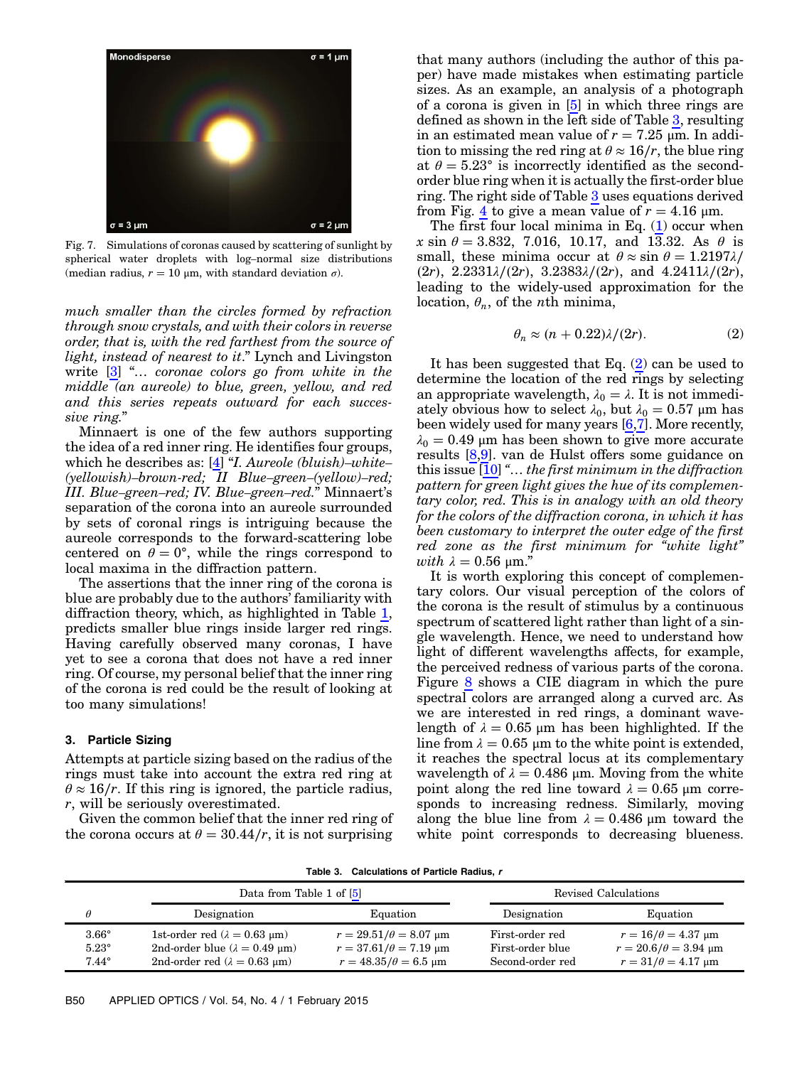Fig. 7. Simulations of coronas caused by scattering of sunlight by spherical water droplets with log–normal size distributions (median radius, $r = 10$ μm, with standard deviation $\sigma$).

*much smaller than the circles formed by refraction through snow crystals, and with their colors in reverse order, that is, with the red farthest from the source of light, instead of nearest to it*." Lynch and Livingston write [3] "*… coronae colors go from white in the middle (an aureole) to blue, green, yellow, and red and this series repeats outward for each successive ring.*"

Minnaert is one of the few authors supporting the idea of a red inner ring. He identifies four groups, which he describes as: [4] "*I. Aureole (bluish)–white–(yellowish)–brown-red; II Blue–green–(yellow)–red; III. Blue–green–red; IV. Blue–green–red.*" Minnaert's separation of the corona into an aureole surrounded by sets of coronal rings is intriguing because the aureole corresponds to the forward-scattering lobe centered on $\theta = 0°$, while the rings correspond to local maxima in the diffraction pattern.

The assertions that the inner ring of the corona is blue are probably due to the authors' familiarity with diffraction theory, which, as highlighted in Table 1, predicts smaller blue rings inside larger red rings. Having carefully observed many coronas, I have yet to see a corona that does not have a red inner ring. Of course, my personal belief that the inner ring of the corona is red could be the result of looking at too many simulations!

### 3. Particle Sizing

Attempts at particle sizing based on the radius of the rings must take into account the extra red ring at $\theta \approx 16/r$. If this ring is ignored, the particle radius, $r$, will be seriously overestimated.

Given the common belief that the inner red ring of the corona occurs at $\theta = 30.44/r$, it is not surprising that many authors (including the author of this paper) have made mistakes when estimating particle sizes. As an example, an analysis of a photograph of a corona is given in [5] in which three rings are defined as shown in the left side of Table 3, resulting in an estimated mean value of $r = 7.25$ μm. In addition to missing the red ring at $\theta \approx 16/r$, the blue ring at $\theta = 5.23°$ is incorrectly identified as the second-order blue ring when it is actually the first-order blue ring. The right side of Table 3 uses equations derived from Fig. 4 to give a mean value of $r = 4.16$ μm.

The first four local minima in Eq. (1) occur when $x \sin \theta = 3.832$, 7.016, 10.17, and 13.32. As $\theta$ is small, these minima occur at $\theta \approx \sin \theta = 1.2197\lambda/(2r)$, $2.2331\lambda/(2r)$, $3.2383\lambda/(2r)$, and $4.2411\lambda/(2r)$, leading to the widely-used approximation for the location, $\theta_n$, of the $n$th minima,

$$\theta_n \approx (n + 0.22)\lambda/(2r). \tag{2}$$

It has been suggested that Eq. (2) can be used to determine the location of the red rings by selecting an appropriate wavelength, $\lambda_0 = \lambda$. It is not immediately obvious how to select $\lambda_0$, but $\lambda_0 = 0.57$ μm has been widely used for many years [6,7]. More recently, $\lambda_0 = 0.49$ μm has been shown to give more accurate results [8,9]. van de Hulst offers some guidance on this issue [10] "*… the first minimum in the diffraction pattern for green light gives the hue of its complementary color, red. This is in analogy with an old theory for the colors of the diffraction corona, in which it has been customary to interpret the outer edge of the first red zone as the first minimum for "white light" with $\lambda = 0.56$ μm.*"

It is worth exploring this concept of complementary colors. Our visual perception of the colors of the corona is the result of stimulus by a continuous spectrum of scattered light rather than light of a single wavelength. Hence, we need to understand how light of different wavelengths affects, for example, the perceived redness of various parts of the corona. Figure 8 shows a CIE diagram in which the pure spectral colors are arranged along a curved arc. As we are interested in red rings, a dominant wavelength of $\lambda = 0.65$ μm has been highlighted. If the line from $\lambda = 0.65$ μm to the white point is extended, it reaches the spectral locus at its complementary wavelength of $\lambda = 0.486$ μm. Moving from the white point along the red line toward $\lambda = 0.65$ μm corresponds to increasing redness. Similarly, moving along the blue line from $\lambda = 0.486$ μm toward the white point corresponds to decreasing blueness.

**Table 3. Calculations of Particle Radius, *r***

| | Data from Table 1 of [5] | | Revised Calculations | |
|---|---|---|---|---|
| $\theta$ | Designation | Equation | Designation | Equation |
| 3.66° | 1st-order red ($\lambda = 0.63$ μm) | $r = 29.51/\theta = 8.07$ μm | First-order red | $r = 16/\theta = 4.37$ μm |
| 5.23° | 2nd-order blue ($\lambda = 0.49$ μm) | $r = 37.61/\theta = 7.19$ μm | First-order blue | $r = 20.6/\theta = 3.94$ μm |
| 7.44° | 2nd-order red ($\lambda = 0.63$ μm) | $r = 48.35/\theta = 6.5$ μm | Second-order red | $r = 31/\theta = 4.17$ μm |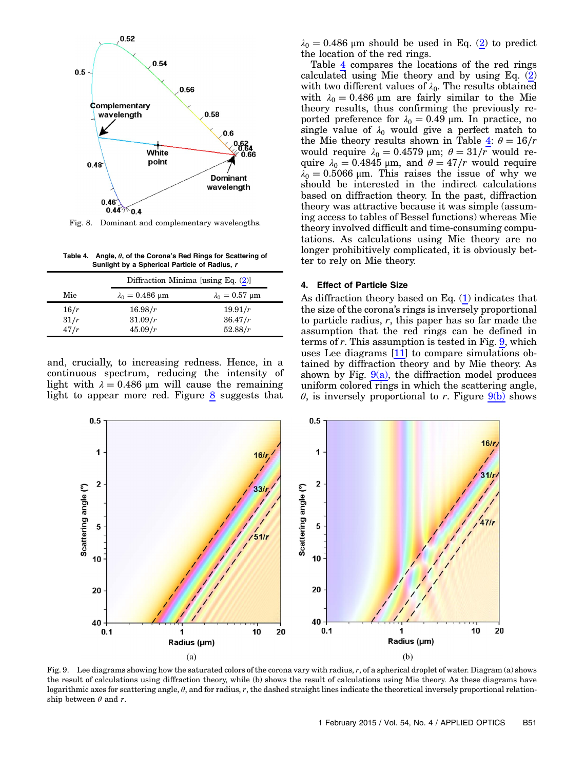Fig. 8. Dominant and complementary wavelengths.

Table 4. Angle, $\theta$, of the Corona's Red Rings for Scattering of Sunlight by a Spherical Particle of Radius, $r$

| | Diffraction Minima [using Eq. (2)] | |
|---|---|---|
| Mie | $\lambda_0 = 0.486$ μm | $\lambda_0 = 0.57$ μm |
| $16/r$ | $16.98/r$ | $19.91/r$ |
| $31/r$ | $31.09/r$ | $36.47/r$ |
| $47/r$ | $45.09/r$ | $52.88/r$ |

and, crucially, to increasing redness. Hence, in a continuous spectrum, reducing the intensity of light with $\lambda = 0.486$ μm will cause the remaining light to appear more red. Figure 8 suggests that $\lambda_0 = 0.486$ μm should be used in Eq. (2) to predict the location of the red rings.

Table 4 compares the locations of the red rings calculated using Mie theory and by using Eq. (2) with two different values of $\lambda_0$. The results obtained with $\lambda_0 = 0.486$ μm are fairly similar to the Mie theory results, thus confirming the previously reported preference for $\lambda_0 = 0.49$ μm. In practice, no single value of $\lambda_0$ would give a perfect match to the Mie theory results shown in Table 4: $\theta = 16/r$ would require $\lambda_0 = 0.4579$ μm; $\theta = 31/r$ would require $\lambda_0 = 0.4845$ μm, and $\theta = 47/r$ would require $\lambda_0 = 0.5066$ μm. This raises the issue of why we should be interested in the indirect calculations based on diffraction theory. In the past, diffraction theory was attractive because it was simple (assuming access to tables of Bessel functions) whereas Mie theory involved difficult and time-consuming computations. As calculations using Mie theory are no longer prohibitively complicated, it is obviously better to rely on Mie theory.

## 4. Effect of Particle Size

As diffraction theory based on Eq. (1) indicates that the size of the corona's rings is inversely proportional to particle radius, $r$, this paper has so far made the assumption that the red rings can be defined in terms of $r$. This assumption is tested in Fig. 9, which uses Lee diagrams [11] to compare simulations obtained by diffraction theory and by Mie theory. As shown by Fig. 9(a), the diffraction model produces uniform colored rings in which the scattering angle, $\theta$, is inversely proportional to $r$. Figure 9(b) shows

Fig. 9. Lee diagrams showing how the saturated colors of the corona vary with radius, $r$, of a spherical droplet of water. Diagram (a) shows the result of calculations using diffraction theory, while (b) shows the result of calculations using Mie theory. As these diagrams have logarithmic axes for scattering angle, $\theta$, and for radius, $r$, the dashed straight lines indicate the theoretical inversely proportional relationship between $\theta$ and $r$.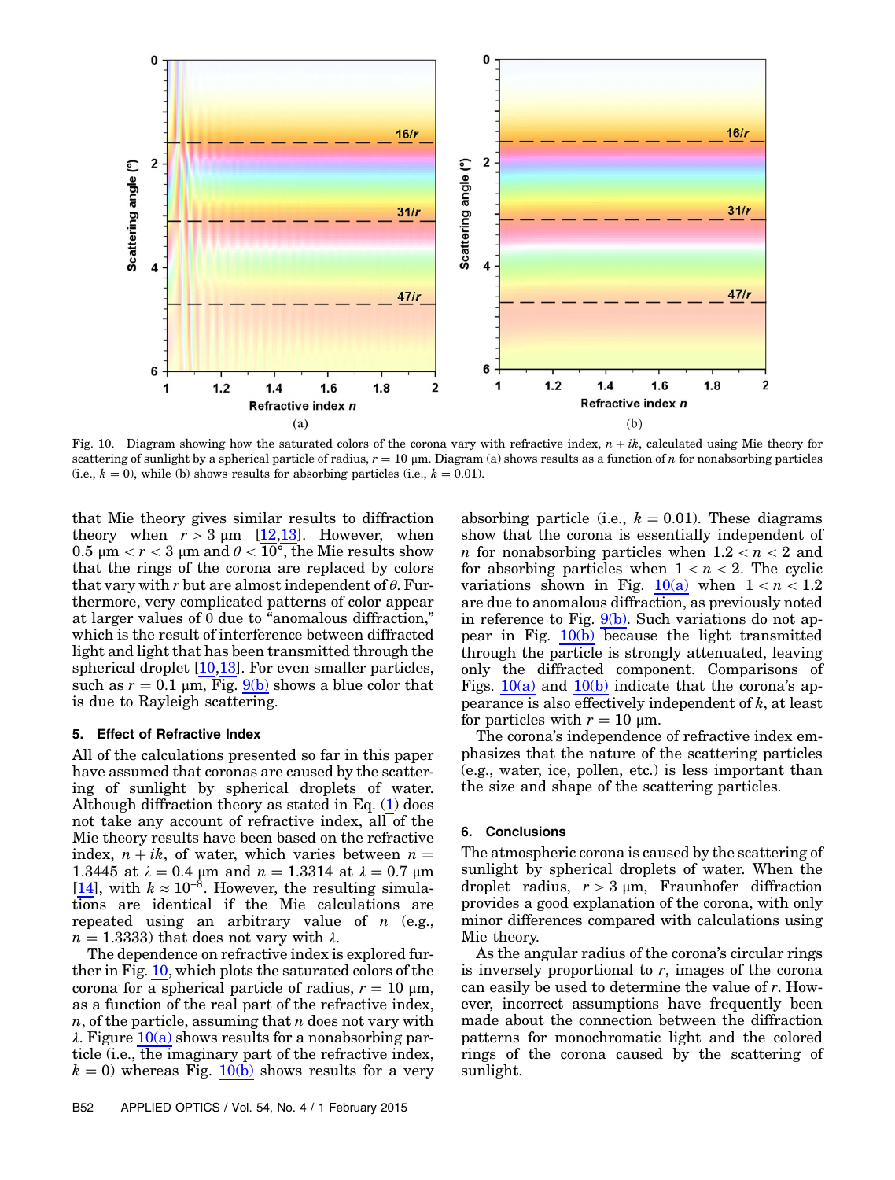Fig. 10. Diagram showing how the saturated colors of the corona vary with refractive index, $n + ik$, calculated using Mie theory for scattering of sunlight by a spherical particle of radius, $r = 10$ μm. Diagram (a) shows results as a function of $n$ for nonabsorbing particles (i.e., $k = 0$), while (b) shows results for absorbing particles (i.e., $k = 0.01$).

that Mie theory gives similar results to diffraction theory when $r > 3$ μm [12,13]. However, when $0.5$ μm $< r < 3$ μm and $\theta < 10°$, the Mie results show that the rings of the corona are replaced by colors that vary with $r$ but are almost independent of $\theta$. Furthermore, very complicated patterns of color appear at larger values of θ due to "anomalous diffraction," which is the result of interference between diffracted light and light that has been transmitted through the spherical droplet [10,13]. For even smaller particles, such as $r = 0.1$ μm, Fig. 9(b) shows a blue color that is due to Rayleigh scattering.

## 5. Effect of Refractive Index

All of the calculations presented so far in this paper have assumed that coronas are caused by the scattering of sunlight by spherical droplets of water. Although diffraction theory as stated in Eq. (1) does not take any account of refractive index, all of the Mie theory results have been based on the refractive index, $n + ik$, of water, which varies between $n = 1.3445$ at $\lambda = 0.4$ μm and $n = 1.3314$ at $\lambda = 0.7$ μm [14], with $k \approx 10^{-8}$. However, the resulting simulations are identical if the Mie calculations are repeated using an arbitrary value of $n$ (e.g., $n = 1.3333$) that does not vary with $\lambda$.

The dependence on refractive index is explored further in Fig. 10, which plots the saturated colors of the corona for a spherical particle of radius, $r = 10$ μm, as a function of the real part of the refractive index, $n$, of the particle, assuming that $n$ does not vary with $\lambda$. Figure 10(a) shows results for a nonabsorbing particle (i.e., the imaginary part of the refractive index, $k = 0$) whereas Fig. 10(b) shows results for a very absorbing particle (i.e., $k = 0.01$). These diagrams show that the corona is essentially independent of $n$ for nonabsorbing particles when $1.2 < n < 2$ and for absorbing particles when $1 < n < 2$. The cyclic variations shown in Fig. 10(a) when $1 < n < 1.2$ are due to anomalous diffraction, as previously noted in reference to Fig. 9(b). Such variations do not appear in Fig. 10(b) because the light transmitted through the particle is strongly attenuated, leaving only the diffracted component. Comparisons of Figs. 10(a) and 10(b) indicate that the corona's appearance is also effectively independent of $k$, at least for particles with $r = 10$ μm.

The corona's independence of refractive index emphasizes that the nature of the scattering particles (e.g., water, ice, pollen, etc.) is less important than the size and shape of the scattering particles.

## 6. Conclusions

The atmospheric corona is caused by the scattering of sunlight by spherical droplets of water. When the droplet radius, $r > 3$ μm, Fraunhofer diffraction provides a good explanation of the corona, with only minor differences compared with calculations using Mie theory.

As the angular radius of the corona's circular rings is inversely proportional to $r$, images of the corona can easily be used to determine the value of $r$. However, incorrect assumptions have frequently been made about the connection between the diffraction patterns for monochromatic light and the colored rings of the corona caused by the scattering of sunlight.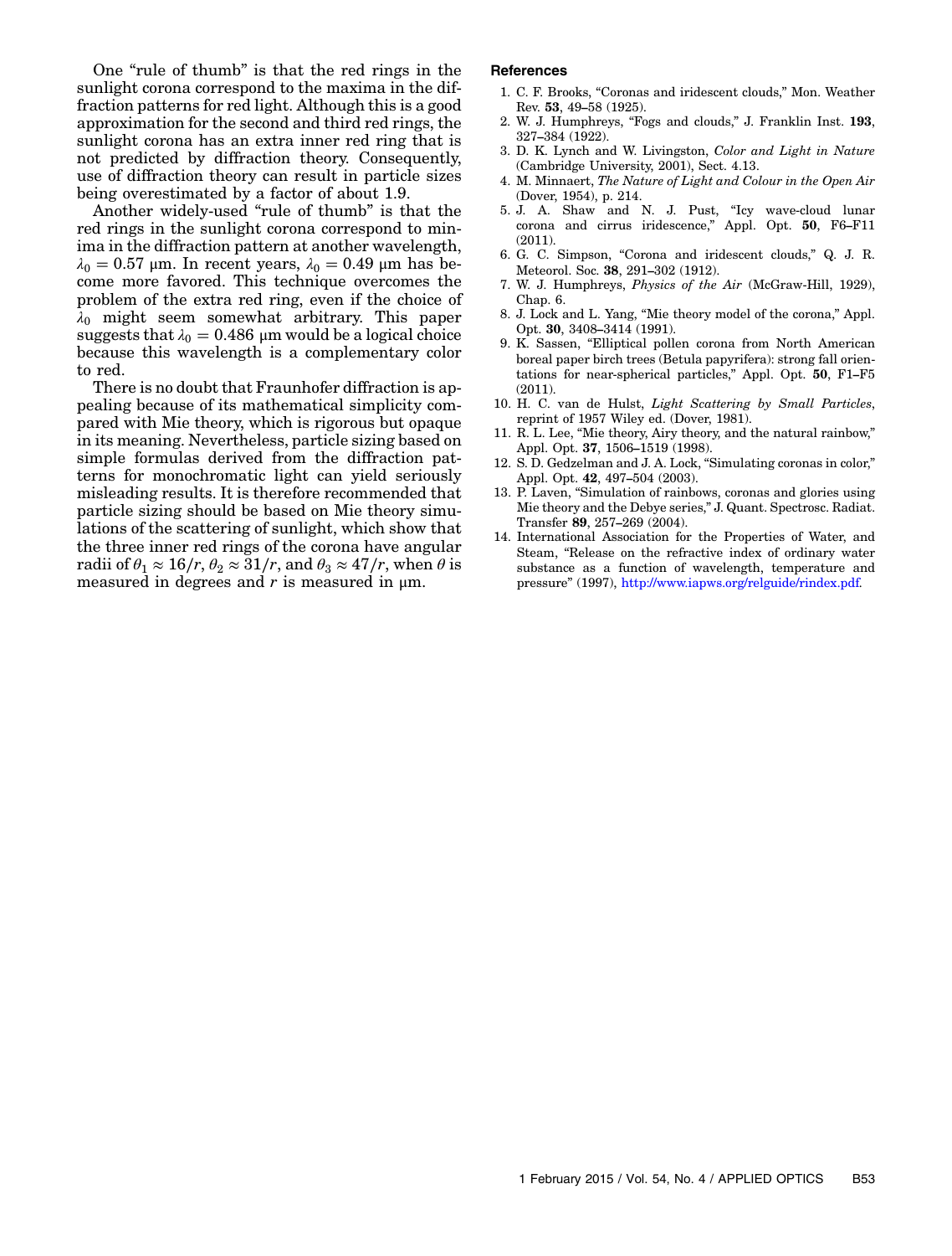One "rule of thumb" is that the red rings in the sunlight corona correspond to the maxima in the diffraction patterns for red light. Although this is a good approximation for the second and third red rings, the sunlight corona has an extra inner red ring that is not predicted by diffraction theory. Consequently, use of diffraction theory can result in particle sizes being overestimated by a factor of about 1.9.

Another widely-used "rule of thumb" is that the red rings in the sunlight corona correspond to minima in the diffraction pattern at another wavelength, $\lambda_0 = 0.57$ μm. In recent years, $\lambda_0 = 0.49$ μm has become more favored. This technique overcomes the problem of the extra red ring, even if the choice of $\lambda_0$ might seem somewhat arbitrary. This paper suggests that $\lambda_0 = 0.486$ μm would be a logical choice because this wavelength is a complementary color to red.

There is no doubt that Fraunhofer diffraction is appealing because of its mathematical simplicity compared with Mie theory, which is rigorous but opaque in its meaning. Nevertheless, particle sizing based on simple formulas derived from the diffraction patterns for monochromatic light can yield seriously misleading results. It is therefore recommended that particle sizing should be based on Mie theory simulations of the scattering of sunlight, which show that the three inner red rings of the corona have angular radii of $\theta_1 \approx 16/r$, $\theta_2 \approx 31/r$, and $\theta_3 \approx 47/r$, when $\theta$ is measured in degrees and $r$ is measured in μm.

## References

1. C. F. Brooks, "Coronas and iridescent clouds," Mon. Weather Rev. **53**, 49–58 (1925).
2. W. J. Humphreys, "Fogs and clouds," J. Franklin Inst. **193**, 327–384 (1922).
3. D. K. Lynch and W. Livingston, *Color and Light in Nature* (Cambridge University, 2001), Sect. 4.13.
4. M. Minnaert, *The Nature of Light and Colour in the Open Air* (Dover, 1954), p. 214.
5. J. A. Shaw and N. J. Pust, "Icy wave-cloud lunar corona and cirrus iridescence," Appl. Opt. **50**, F6–F11 (2011).
6. G. C. Simpson, "Corona and iridescent clouds," Q. J. R. Meteorol. Soc. **38**, 291–302 (1912).
7. W. J. Humphreys, *Physics of the Air* (McGraw-Hill, 1929), Chap. 6.
8. J. Lock and L. Yang, "Mie theory model of the corona," Appl. Opt. **30**, 3408–3414 (1991).
9. K. Sassen, "Elliptical pollen corona from North American boreal paper birch trees (Betula papyrifera): strong fall orientations for near-spherical particles," Appl. Opt. **50**, F1–F5 (2011).
10. H. C. van de Hulst, *Light Scattering by Small Particles*, reprint of 1957 Wiley ed. (Dover, 1981).
11. R. L. Lee, "Mie theory, Airy theory, and the natural rainbow," Appl. Opt. **37**, 1506–1519 (1998).
12. S. D. Gedzelman and J. A. Lock, "Simulating coronas in color," Appl. Opt. **42**, 497–504 (2003).
13. P. Laven, "Simulation of rainbows, coronas and glories using Mie theory and the Debye series," J. Quant. Spectrosc. Radiat. Transfer **89**, 257–269 (2004).
14. International Association for the Properties of Water, and Steam, "Release on the refractive index of ordinary water substance as a function of wavelength, temperature and pressure" (1997), http://www.iapws.org/relguide/rindex.pdf.